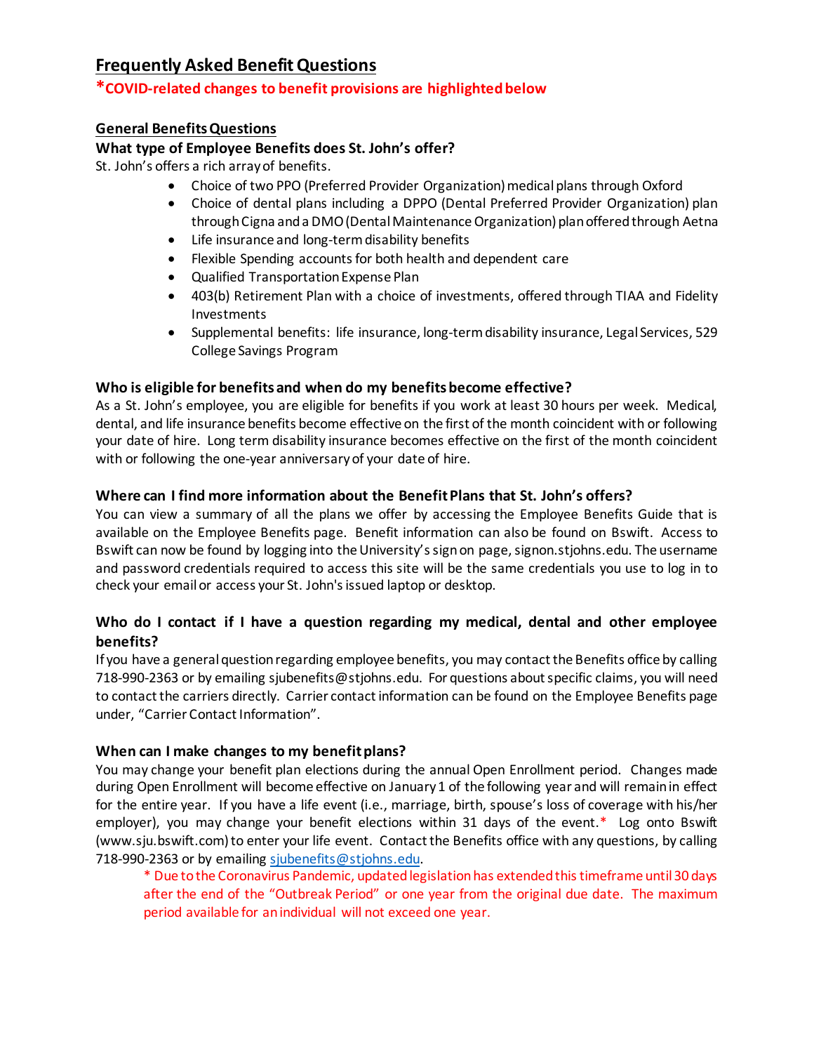# Frequently Asked Benefit Questions

**\*COVID-related changes to benefit provisions are highlighted below**

## General Benefits Questions

### What type of Employee Benefits does St. John's offer?

St. John's offers a rich array of benefits.

- Choice of two PPO (Preferred Provider Organization) medical plans through Oxford
- Choice of dental plans including a DPPO (Dental Preferred Provider Organization) plan through Cigna and a DMO (Dental Maintenance Organization) plan offered through Aetna
- Life insurance and long-term disability benefits
- Flexible Spending accounts for both health and dependent care
- Qualified Transportation Expense Plan
- 403(b) Retirement Plan with a choice of investments, offered through TIAA and Fidelity Investments
- Supplemental benefits: life insurance, long-term disability insurance, Legal Services, 529 College Savings Program

### Who is eligible for benefits and when do my benefits become effective?

As a St. John's employee, you are eligible for benefits if you work at least 30 hours per week. Medical, dental, and life insurance benefits become effective on the first of the month coincident with or following your date of hire. Long term disability insurance becomes effective on the first of the month coincident with or following the one-year anniversary of your date of hire.

### Where can I find more information about the Benefit Plans that St. John's offers?

You can view a summary of all the plans we offer by accessing the Employee Benefits Guide that is available on the Employee Benefits page. Benefit information can also be found on Bswift. Access to Bswift can now be found by logging into the University's sign on page, signon.stjohns.edu. The username and password credentials required to access this site will be the same credentials you use to log in to check your email or access your St. John's issued laptop or desktop.

### Who do I contact if I have a question regarding my medical, dental and other employee benefits?

If you have a general question regarding employee benefits, you may contact the Benefits office by calling 718-990-2363 or by emailing sjubenefits@stjohns.edu. For questions about specific claims, you will need to contact the carriers directly. Carrier contact information can be found on the Employee Benefits page under, "Carrier Contact Information".

### When can I make changes to my benefit plans?

You may change your benefit plan elections during the annual Open Enrollment period. Changes made during Open Enrollment will become effective on January 1 of the following year and will remain in effect for the entire year. If you have a life event (i.e., marriage, birth, spouse's loss of coverage with his/her employer), you may change your benefit elections within 31 days of the event.* Log onto Bswift (www.sju.bswift.com) to enter your life event. Contact the Benefits office with any questions, by calling 718-990-2363 or by emailing sjubenefits@stjohns.edu.

> * Due to the Coronavirus Pandemic, updated legislation has extended this timeframe until 30 days after the end of the "Outbreak Period" or one year from the original due date. The maximum period available for an individual will not exceed one year.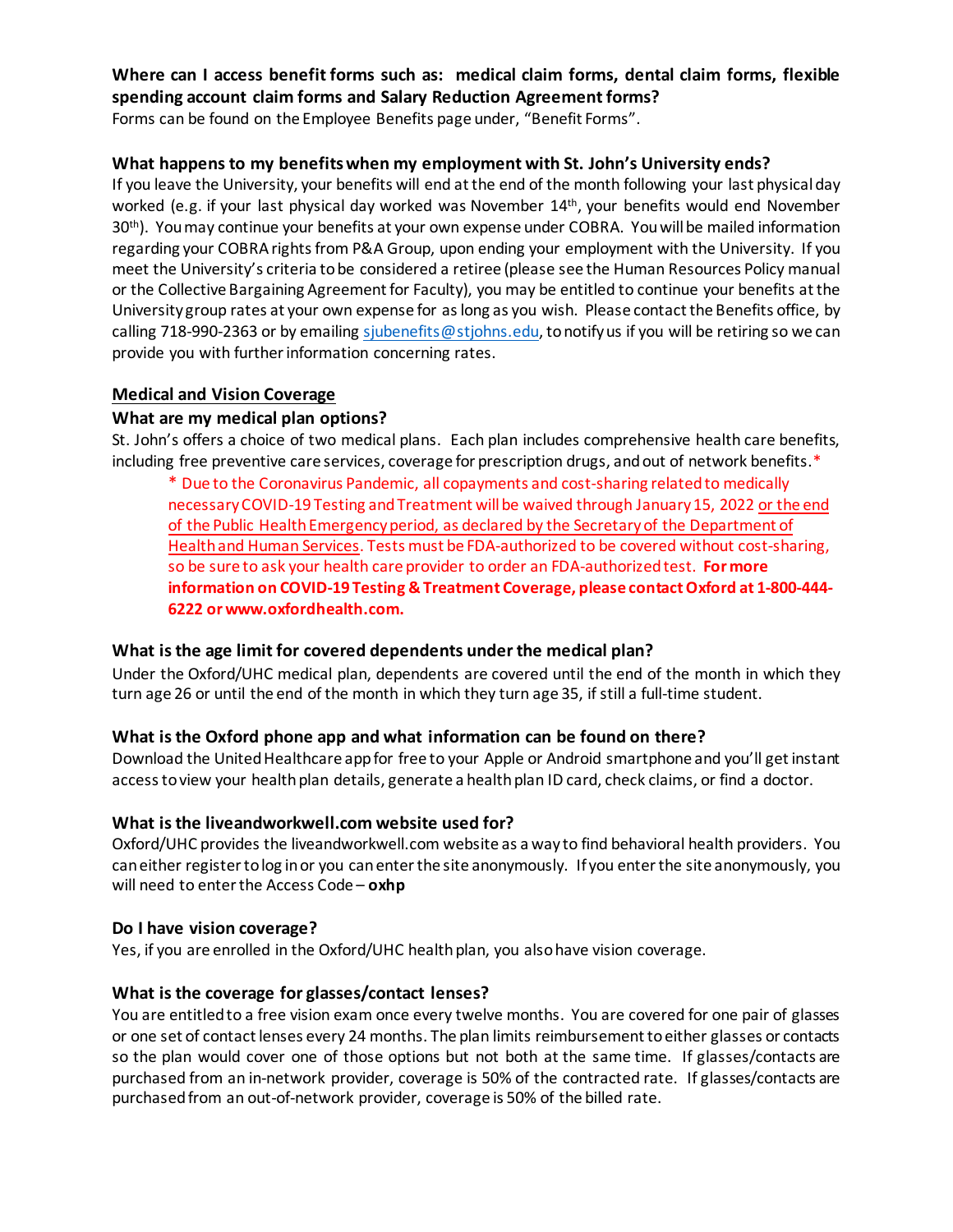**Where can I access benefit forms such as: medical claim forms, dental claim forms, flexible spending account claim forms and Salary Reduction Agreement forms?**

Forms can be found on the Employee Benefits page under, "Benefit Forms".

**What happens to my benefits when my employment with St. John's University ends?**

If you leave the University, your benefits will end at the end of the month following your last physical day worked (e.g. if your last physical day worked was November 14th, your benefits would end November 30th). You may continue your benefits at your own expense under COBRA. You will be mailed information regarding your COBRA rights from P&A Group, upon ending your employment with the University. If you meet the University's criteria to be considered a retiree (please see the Human Resources Policy manual or the Collective Bargaining Agreement for Faculty), you may be entitled to continue your benefits at the University group rates at your own expense for as long as you wish. Please contact the Benefits office, by calling 718-990-2363 or by emailing sjubenefits@stjohns.edu, to notify us if you will be retiring so we can provide you with further information concerning rates.

## Medical and Vision Coverage

**What are my medical plan options?**

St. John's offers a choice of two medical plans. Each plan includes comprehensive health care benefits, including free preventive care services, coverage for prescription drugs, and out of network benefits.*

> * Due to the Coronavirus Pandemic, all copayments and cost-sharing related to medically necessary COVID-19 Testing and Treatment will be waived through January 15, 2022 or the end of the Public Health Emergency period, as declared by the Secretary of the Department of Health and Human Services. Tests must be FDA-authorized to be covered without cost-sharing, so be sure to ask your health care provider to order an FDA-authorized test. **For more information on COVID-19 Testing & Treatment Coverage, please contact Oxford at 1-800-444-6222 or www.oxfordhealth.com.**

**What is the age limit for covered dependents under the medical plan?**

Under the Oxford/UHC medical plan, dependents are covered until the end of the month in which they turn age 26 or until the end of the month in which they turn age 35, if still a full-time student.

**What is the Oxford phone app and what information can be found on there?**

Download the United Healthcare app for free to your Apple or Android smartphone and you'll get instant access to view your health plan details, generate a health plan ID card, check claims, or find a doctor.

**What is the liveandworkwell.com website used for?**

Oxford/UHC provides the liveandworkwell.com website as a way to find behavioral health providers. You can either register to log in or you can enter the site anonymously. If you enter the site anonymously, you will need to enter the Access Code – **oxhp**

**Do I have vision coverage?**

Yes, if you are enrolled in the Oxford/UHC health plan, you also have vision coverage.

**What is the coverage for glasses/contact lenses?**

You are entitled to a free vision exam once every twelve months. You are covered for one pair of glasses or one set of contact lenses every 24 months. The plan limits reimbursement to either glasses or contacts so the plan would cover one of those options but not both at the same time. If glasses/contacts are purchased from an in-network provider, coverage is 50% of the contracted rate. If glasses/contacts are purchased from an out-of-network provider, coverage is 50% of the billed rate.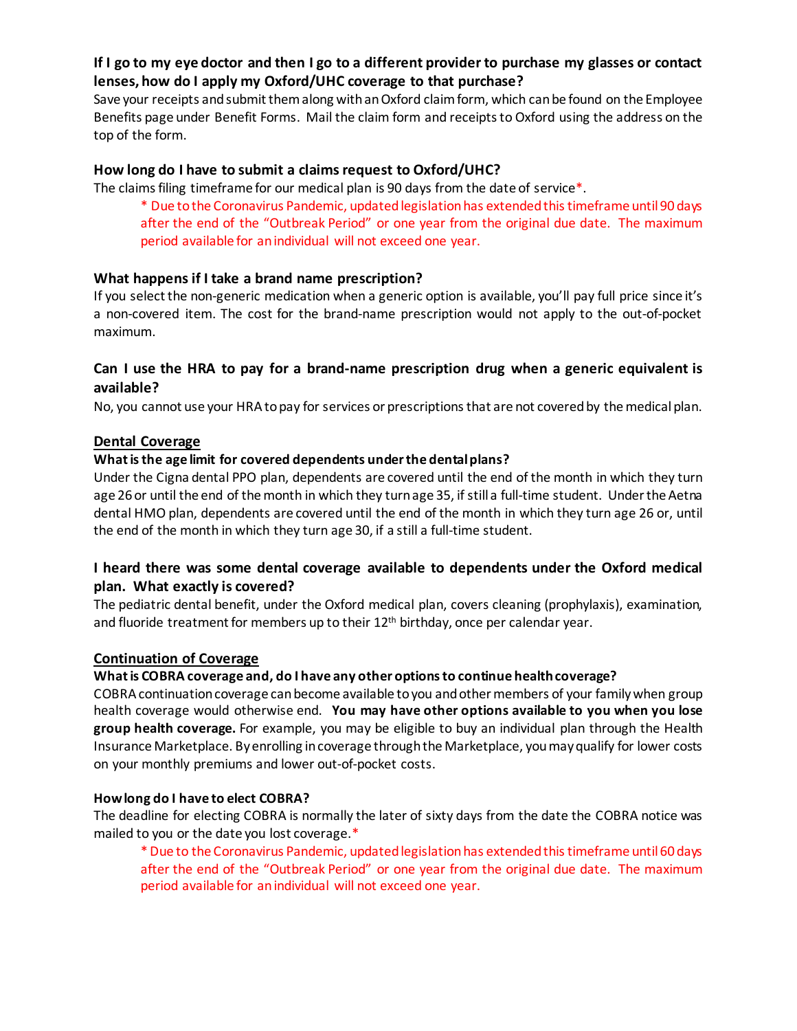### If I go to my eye doctor and then I go to a different provider to purchase my glasses or contact lenses, how do I apply my Oxford/UHC coverage to that purchase?

Save your receipts and submit them along with an Oxford claim form, which can be found on the Employee Benefits page under Benefit Forms. Mail the claim form and receipts to Oxford using the address on the top of the form.

### How long do I have to submit a claims request to Oxford/UHC?

The claims filing timeframe for our medical plan is 90 days from the date of service*.

> * Due to the Coronavirus Pandemic, updated legislation has extended this timeframe until 90 days after the end of the "Outbreak Period" or one year from the original due date. The maximum period available for an individual will not exceed one year.

### What happens if I take a brand name prescription?

If you select the non-generic medication when a generic option is available, you'll pay full price since it's a non-covered item. The cost for the brand-name prescription would not apply to the out-of-pocket maximum.

### Can I use the HRA to pay for a brand-name prescription drug when a generic equivalent is available?

No, you cannot use your HRA to pay for services or prescriptions that are not covered by the medical plan.

## Dental Coverage

#### What is the age limit for covered dependents under the dental plans?

Under the Cigna dental PPO plan, dependents are covered until the end of the month in which they turn age 26 or until the end of the month in which they turn age 35, if still a full-time student. Under the Aetna dental HMO plan, dependents are covered until the end of the month in which they turn age 26 or, until the end of the month in which they turn age 30, if a still a full-time student.

### I heard there was some dental coverage available to dependents under the Oxford medical plan. What exactly is covered?

The pediatric dental benefit, under the Oxford medical plan, covers cleaning (prophylaxis), examination, and fluoride treatment for members up to their 12th birthday, once per calendar year.

## Continuation of Coverage

#### What is COBRA coverage and, do I have any other options to continue health coverage?

COBRA continuation coverage can become available to you and other members of your family when group health coverage would otherwise end. **You may have other options available to you when you lose group health coverage.** For example, you may be eligible to buy an individual plan through the Health Insurance Marketplace. By enrolling in coverage through the Marketplace, you may qualify for lower costs on your monthly premiums and lower out-of-pocket costs.

#### How long do I have to elect COBRA?

The deadline for electing COBRA is normally the later of sixty days from the date the COBRA notice was mailed to you or the date you lost coverage.*

> * Due to the Coronavirus Pandemic, updated legislation has extended this timeframe until 60 days after the end of the "Outbreak Period" or one year from the original due date. The maximum period available for an individual will not exceed one year.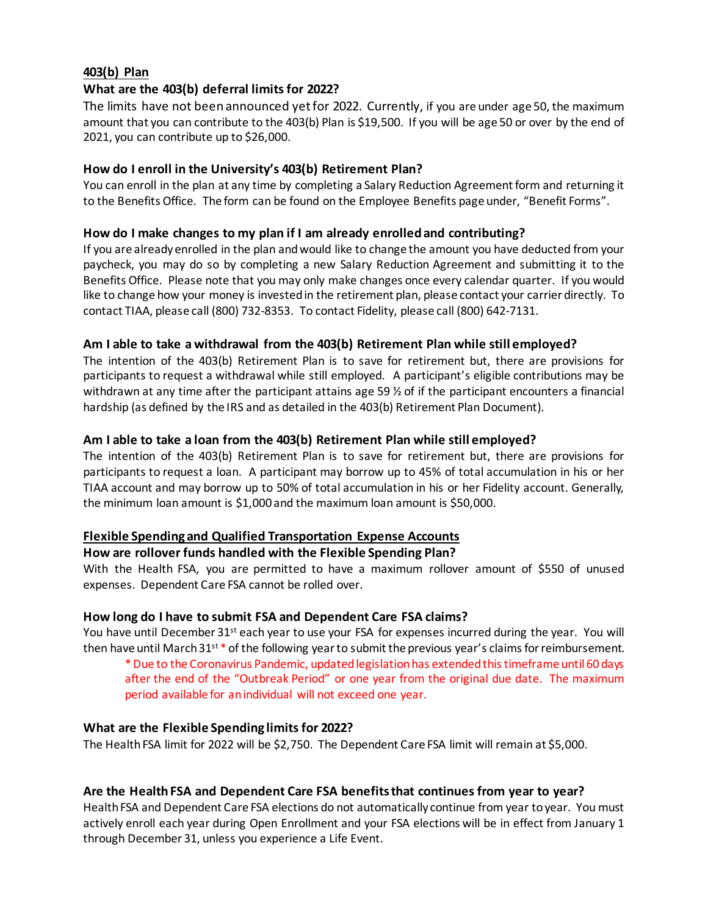## 403(b) Plan

### What are the 403(b) deferral limits for 2022?

The limits have not been announced yet for 2022. Currently, if you are under age 50, the maximum amount that you can contribute to the 403(b) Plan is $19,500. If you will be age 50 or over by the end of 2021, you can contribute up to $26,000.

### How do I enroll in the University's 403(b) Retirement Plan?

You can enroll in the plan at any time by completing a Salary Reduction Agreement form and returning it to the Benefits Office. The form can be found on the Employee Benefits page under, "Benefit Forms".

### How do I make changes to my plan if I am already enrolled and contributing?

If you are already enrolled in the plan and would like to change the amount you have deducted from your paycheck, you may do so by completing a new Salary Reduction Agreement and submitting it to the Benefits Office. Please note that you may only make changes once every calendar quarter. If you would like to change how your money is invested in the retirement plan, please contact your carrier directly. To contact TIAA, please call (800) 732-8353. To contact Fidelity, please call (800) 642-7131.

### Am I able to take a withdrawal from the 403(b) Retirement Plan while still employed?

The intention of the 403(b) Retirement Plan is to save for retirement but, there are provisions for participants to request a withdrawal while still employed. A participant's eligible contributions may be withdrawn at any time after the participant attains age 59 ½ of if the participant encounters a financial hardship (as defined by the IRS and as detailed in the 403(b) Retirement Plan Document).

### Am I able to take a loan from the 403(b) Retirement Plan while still employed?

The intention of the 403(b) Retirement Plan is to save for retirement but, there are provisions for participants to request a loan. A participant may borrow up to 45% of total accumulation in his or her TIAA account and may borrow up to 50% of total accumulation in his or her Fidelity account. Generally, the minimum loan amount is $1,000 and the maximum loan amount is $50,000.

## Flexible Spending and Qualified Transportation Expense Accounts

### How are rollover funds handled with the Flexible Spending Plan?

With the Health FSA, you are permitted to have a maximum rollover amount of $550 of unused expenses. Dependent Care FSA cannot be rolled over.

### How long do I have to submit FSA and Dependent Care FSA claims?

You have until December 31st each year to use your FSA for expenses incurred during the year. You will then have until March 31st * of the following year to submit the previous year's claims for reimbursement.

> * Due to the Coronavirus Pandemic, updated legislation has extended this timeframe until 60 days after the end of the "Outbreak Period" or one year from the original due date. The maximum period available for an individual will not exceed one year.

### What are the Flexible Spending limits for 2022?

The Health FSA limit for 2022 will be $2,750. The Dependent Care FSA limit will remain at $5,000.

### Are the Health FSA and Dependent Care FSA benefits that continues from year to year?

Health FSA and Dependent Care FSA elections do not automatically continue from year to year. You must actively enroll each year during Open Enrollment and your FSA elections will be in effect from January 1 through December 31, unless you experience a Life Event.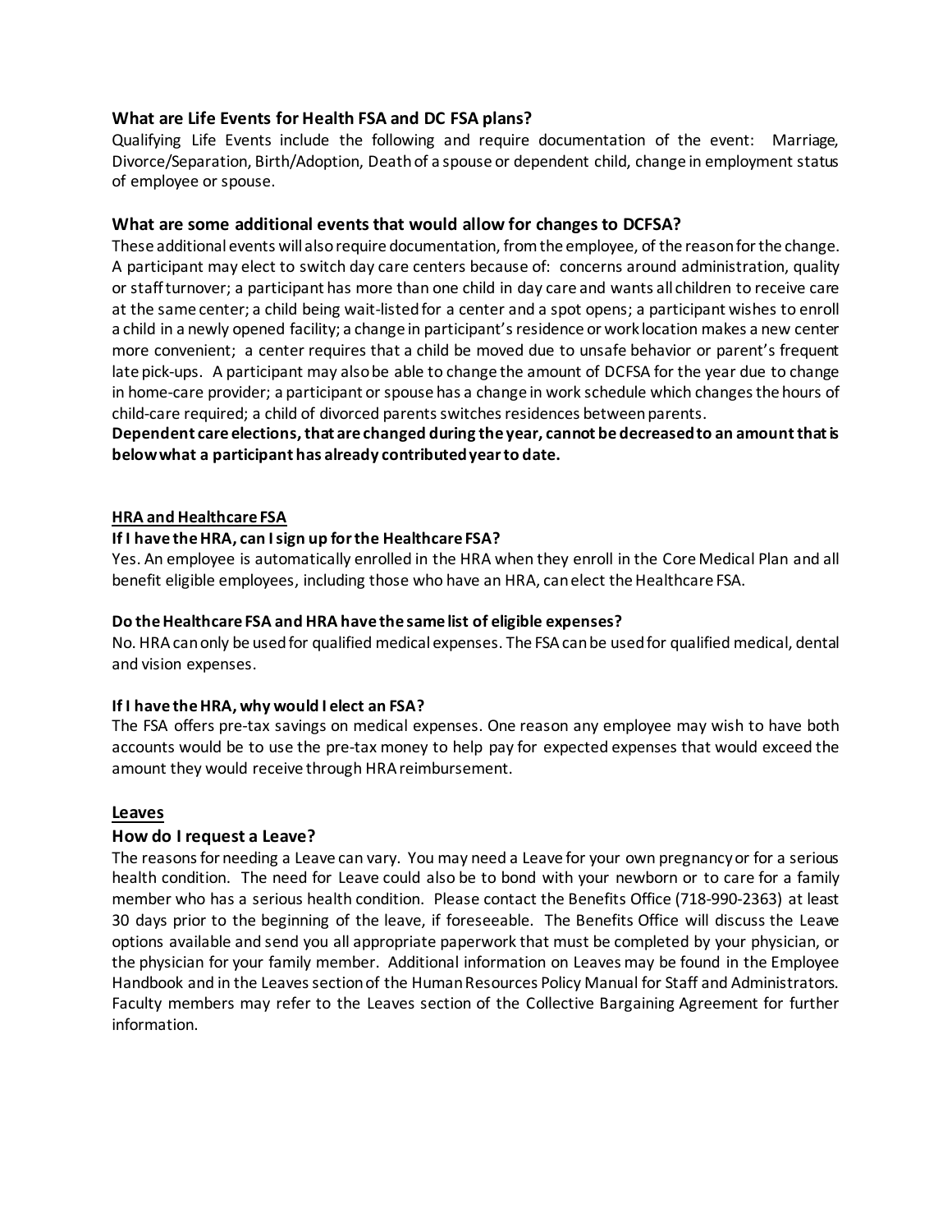### What are Life Events for Health FSA and DC FSA plans?

Qualifying Life Events include the following and require documentation of the event: Marriage, Divorce/Separation, Birth/Adoption, Death of a spouse or dependent child, change in employment status of employee or spouse.

### What are some additional events that would allow for changes to DCFSA?

These additional events will also require documentation, from the employee, of the reason for the change. A participant may elect to switch day care centers because of: concerns around administration, quality or staff turnover; a participant has more than one child in day care and wants all children to receive care at the same center; a child being wait-listed for a center and a spot opens; a participant wishes to enroll a child in a newly opened facility; a change in participant's residence or work location makes a new center more convenient; a center requires that a child be moved due to unsafe behavior or parent's frequent late pick-ups. A participant may also be able to change the amount of DCFSA for the year due to change in home-care provider; a participant or spouse has a change in work schedule which changes the hours of child-care required; a child of divorced parents switches residences between parents.

**Dependent care elections, that are changed during the year, cannot be decreased to an amount that is below what a participant has already contributed year to date.**

## HRA and Healthcare FSA

#### If I have the HRA, can I sign up for the Healthcare FSA?

Yes. An employee is automatically enrolled in the HRA when they enroll in the Core Medical Plan and all benefit eligible employees, including those who have an HRA, can elect the Healthcare FSA.

#### Do the Healthcare FSA and HRA have the same list of eligible expenses?

No. HRA can only be used for qualified medical expenses. The FSA can be used for qualified medical, dental and vision expenses.

#### If I have the HRA, why would I elect an FSA?

The FSA offers pre-tax savings on medical expenses. One reason any employee may wish to have both accounts would be to use the pre-tax money to help pay for expected expenses that would exceed the amount they would receive through HRA reimbursement.

## Leaves

### How do I request a Leave?

The reasons for needing a Leave can vary. You may need a Leave for your own pregnancy or for a serious health condition. The need for Leave could also be to bond with your newborn or to care for a family member who has a serious health condition. Please contact the Benefits Office (718-990-2363) at least 30 days prior to the beginning of the leave, if foreseeable. The Benefits Office will discuss the Leave options available and send you all appropriate paperwork that must be completed by your physician, or the physician for your family member. Additional information on Leaves may be found in the Employee Handbook and in the Leaves section of the Human Resources Policy Manual for Staff and Administrators. Faculty members may refer to the Leaves section of the Collective Bargaining Agreement for further information.